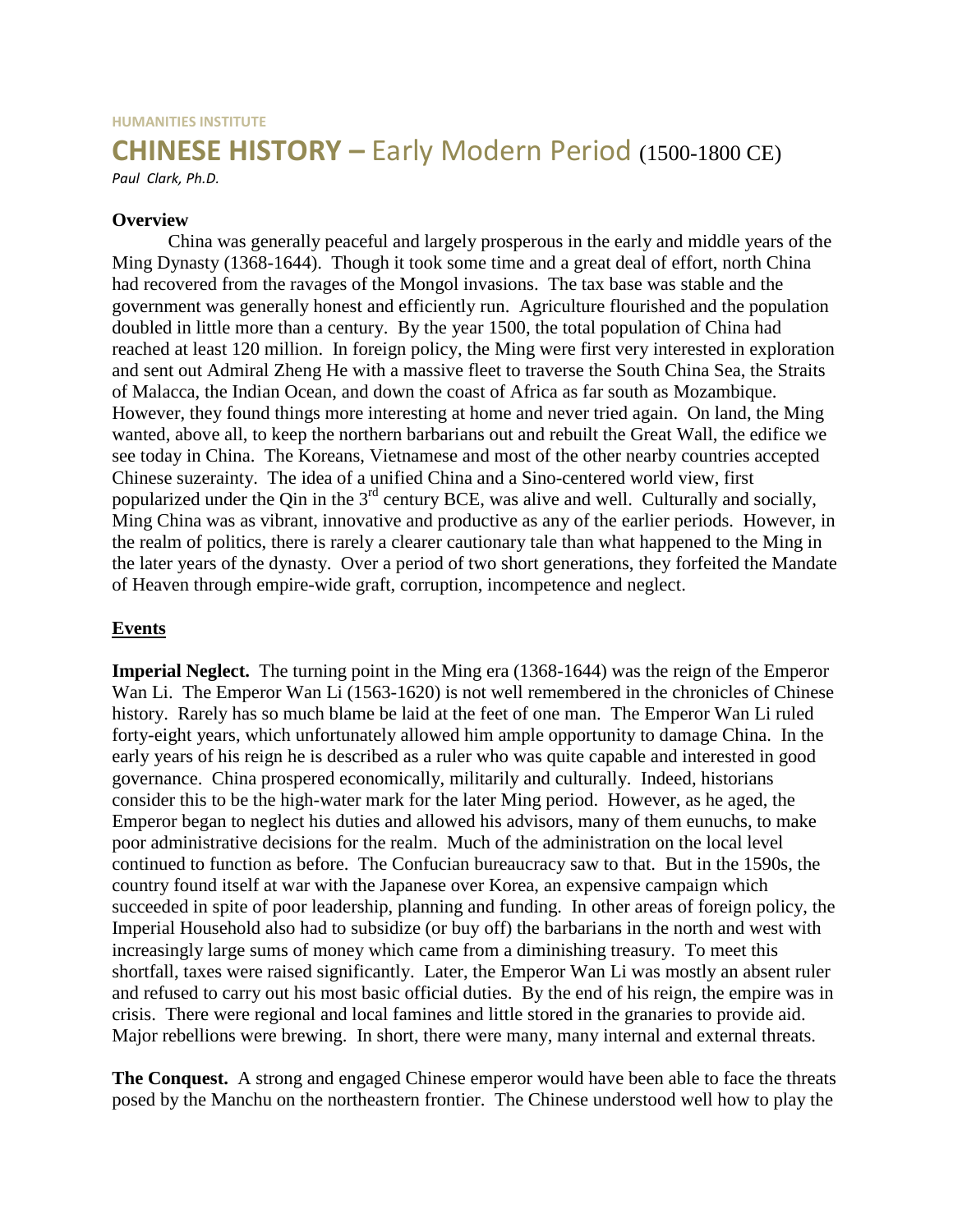HUMANITIES INSTITUTE

# CHINESE HISTORY – Early Modern Period (1500-1800 CE)

*Paul Clark, Ph.D.*

**Overview**

China was generally peaceful and largely prosperous in the early and middle years of the Ming Dynasty (1368-1644). Though it took some time and a great deal of effort, north China had recovered from the ravages of the Mongol invasions. The tax base was stable and the government was generally honest and efficiently run. Agriculture flourished and the population doubled in little more than a century. By the year 1500, the total population of China had reached at least 120 million. In foreign policy, the Ming were first very interested in exploration and sent out Admiral Zheng He with a massive fleet to traverse the South China Sea, the Straits of Malacca, the Indian Ocean, and down the coast of Africa as far south as Mozambique. However, they found things more interesting at home and never tried again. On land, the Ming wanted, above all, to keep the northern barbarians out and rebuilt the Great Wall, the edifice we see today in China. The Koreans, Vietnamese and most of the other nearby countries accepted Chinese suzerainty. The idea of a unified China and a Sino-centered world view, first popularized under the Qin in the 3rd century BCE, was alive and well. Culturally and socially, Ming China was as vibrant, innovative and productive as any of the earlier periods. However, in the realm of politics, there is rarely a clearer cautionary tale than what happened to the Ming in the later years of the dynasty. Over a period of two short generations, they forfeited the Mandate of Heaven through empire-wide graft, corruption, incompetence and neglect.

## Events

**Imperial Neglect.** The turning point in the Ming era (1368-1644) was the reign of the Emperor Wan Li. The Emperor Wan Li (1563-1620) is not well remembered in the chronicles of Chinese history. Rarely has so much blame be laid at the feet of one man. The Emperor Wan Li ruled forty-eight years, which unfortunately allowed him ample opportunity to damage China. In the early years of his reign he is described as a ruler who was quite capable and interested in good governance. China prospered economically, militarily and culturally. Indeed, historians consider this to be the high-water mark for the later Ming period. However, as he aged, the Emperor began to neglect his duties and allowed his advisors, many of them eunuchs, to make poor administrative decisions for the realm. Much of the administration on the local level continued to function as before. The Confucian bureaucracy saw to that. But in the 1590s, the country found itself at war with the Japanese over Korea, an expensive campaign which succeeded in spite of poor leadership, planning and funding. In other areas of foreign policy, the Imperial Household also had to subsidize (or buy off) the barbarians in the north and west with increasingly large sums of money which came from a diminishing treasury. To meet this shortfall, taxes were raised significantly. Later, the Emperor Wan Li was mostly an absent ruler and refused to carry out his most basic official duties. By the end of his reign, the empire was in crisis. There were regional and local famines and little stored in the granaries to provide aid. Major rebellions were brewing. In short, there were many, many internal and external threats.

**The Conquest.** A strong and engaged Chinese emperor would have been able to face the threats posed by the Manchu on the northeastern frontier. The Chinese understood well how to play the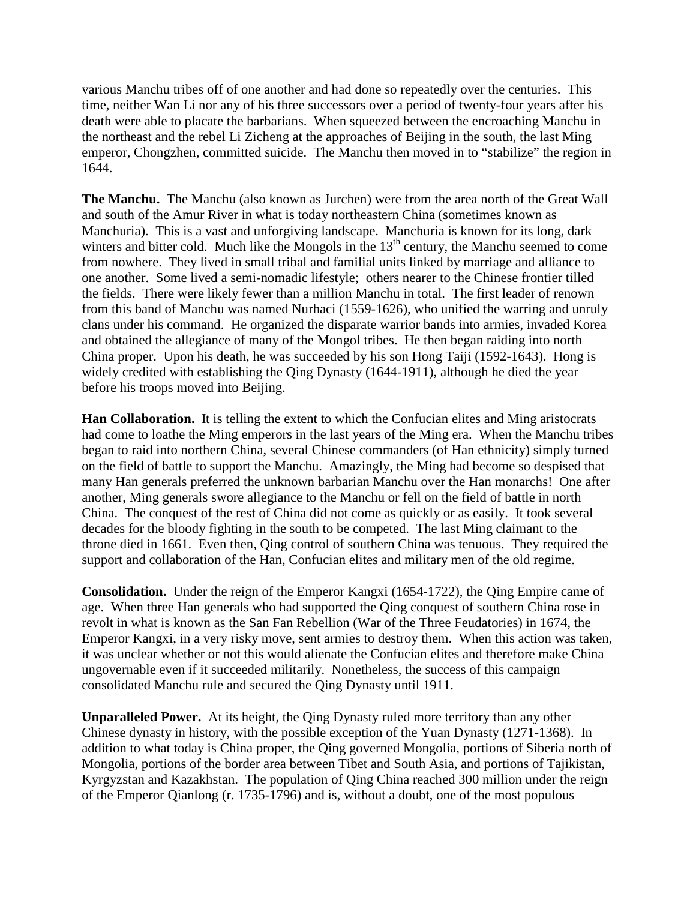various Manchu tribes off of one another and had done so repeatedly over the centuries. This time, neither Wan Li nor any of his three successors over a period of twenty-four years after his death were able to placate the barbarians. When squeezed between the encroaching Manchu in the northeast and the rebel Li Zicheng at the approaches of Beijing in the south, the last Ming emperor, Chongzhen, committed suicide. The Manchu then moved in to "stabilize" the region in 1644.

**The Manchu.** The Manchu (also known as Jurchen) were from the area north of the Great Wall and south of the Amur River in what is today northeastern China (sometimes known as Manchuria). This is a vast and unforgiving landscape. Manchuria is known for its long, dark winters and bitter cold. Much like the Mongols in the 13th century, the Manchu seemed to come from nowhere. They lived in small tribal and familial units linked by marriage and alliance to one another. Some lived a semi-nomadic lifestyle; others nearer to the Chinese frontier tilled the fields. There were likely fewer than a million Manchu in total. The first leader of renown from this band of Manchu was named Nurhaci (1559-1626), who unified the warring and unruly clans under his command. He organized the disparate warrior bands into armies, invaded Korea and obtained the allegiance of many of the Mongol tribes. He then began raiding into north China proper. Upon his death, he was succeeded by his son Hong Taiji (1592-1643). Hong is widely credited with establishing the Qing Dynasty (1644-1911), although he died the year before his troops moved into Beijing.

**Han Collaboration.** It is telling the extent to which the Confucian elites and Ming aristocrats had come to loathe the Ming emperors in the last years of the Ming era. When the Manchu tribes began to raid into northern China, several Chinese commanders (of Han ethnicity) simply turned on the field of battle to support the Manchu. Amazingly, the Ming had become so despised that many Han generals preferred the unknown barbarian Manchu over the Han monarchs! One after another, Ming generals swore allegiance to the Manchu or fell on the field of battle in north China. The conquest of the rest of China did not come as quickly or as easily. It took several decades for the bloody fighting in the south to be competed. The last Ming claimant to the throne died in 1661. Even then, Qing control of southern China was tenuous. They required the support and collaboration of the Han, Confucian elites and military men of the old regime.

**Consolidation.** Under the reign of the Emperor Kangxi (1654-1722), the Qing Empire came of age. When three Han generals who had supported the Qing conquest of southern China rose in revolt in what is known as the San Fan Rebellion (War of the Three Feudatories) in 1674, the Emperor Kangxi, in a very risky move, sent armies to destroy them. When this action was taken, it was unclear whether or not this would alienate the Confucian elites and therefore make China ungovernable even if it succeeded militarily. Nonetheless, the success of this campaign consolidated Manchu rule and secured the Qing Dynasty until 1911.

**Unparalleled Power.** At its height, the Qing Dynasty ruled more territory than any other Chinese dynasty in history, with the possible exception of the Yuan Dynasty (1271-1368). In addition to what today is China proper, the Qing governed Mongolia, portions of Siberia north of Mongolia, portions of the border area between Tibet and South Asia, and portions of Tajikistan, Kyrgyzstan and Kazakhstan. The population of Qing China reached 300 million under the reign of the Emperor Qianlong (r. 1735-1796) and is, without a doubt, one of the most populous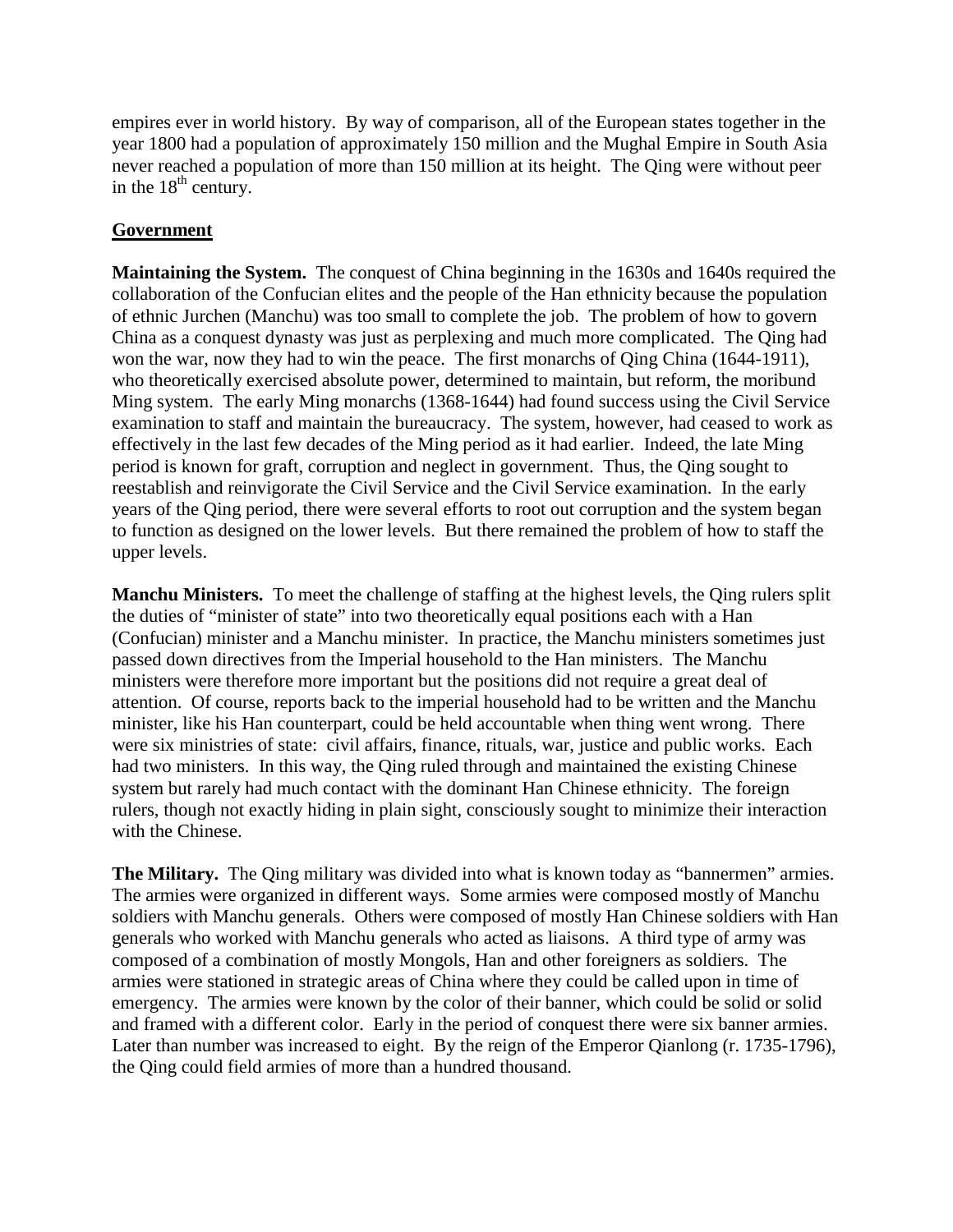empires ever in world history. By way of comparison, all of the European states together in the year 1800 had a population of approximately 150 million and the Mughal Empire in South Asia never reached a population of more than 150 million at its height. The Qing were without peer in the $18^{th}$ century.

## Government

**Maintaining the System.** The conquest of China beginning in the 1630s and 1640s required the collaboration of the Confucian elites and the people of the Han ethnicity because the population of ethnic Jurchen (Manchu) was too small to complete the job. The problem of how to govern China as a conquest dynasty was just as perplexing and much more complicated. The Qing had won the war, now they had to win the peace. The first monarchs of Qing China (1644-1911), who theoretically exercised absolute power, determined to maintain, but reform, the moribund Ming system. The early Ming monarchs (1368-1644) had found success using the Civil Service examination to staff and maintain the bureaucracy. The system, however, had ceased to work as effectively in the last few decades of the Ming period as it had earlier. Indeed, the late Ming period is known for graft, corruption and neglect in government. Thus, the Qing sought to reestablish and reinvigorate the Civil Service and the Civil Service examination. In the early years of the Qing period, there were several efforts to root out corruption and the system began to function as designed on the lower levels. But there remained the problem of how to staff the upper levels.

**Manchu Ministers.** To meet the challenge of staffing at the highest levels, the Qing rulers split the duties of "minister of state" into two theoretically equal positions each with a Han (Confucian) minister and a Manchu minister. In practice, the Manchu ministers sometimes just passed down directives from the Imperial household to the Han ministers. The Manchu ministers were therefore more important but the positions did not require a great deal of attention. Of course, reports back to the imperial household had to be written and the Manchu minister, like his Han counterpart, could be held accountable when thing went wrong. There were six ministries of state: civil affairs, finance, rituals, war, justice and public works. Each had two ministers. In this way, the Qing ruled through and maintained the existing Chinese system but rarely had much contact with the dominant Han Chinese ethnicity. The foreign rulers, though not exactly hiding in plain sight, consciously sought to minimize their interaction with the Chinese.

**The Military.** The Qing military was divided into what is known today as "bannermen" armies. The armies were organized in different ways. Some armies were composed mostly of Manchu soldiers with Manchu generals. Others were composed of mostly Han Chinese soldiers with Han generals who worked with Manchu generals who acted as liaisons. A third type of army was composed of a combination of mostly Mongols, Han and other foreigners as soldiers. The armies were stationed in strategic areas of China where they could be called upon in time of emergency. The armies were known by the color of their banner, which could be solid or solid and framed with a different color. Early in the period of conquest there were six banner armies. Later than number was increased to eight. By the reign of the Emperor Qianlong (r. 1735-1796), the Qing could field armies of more than a hundred thousand.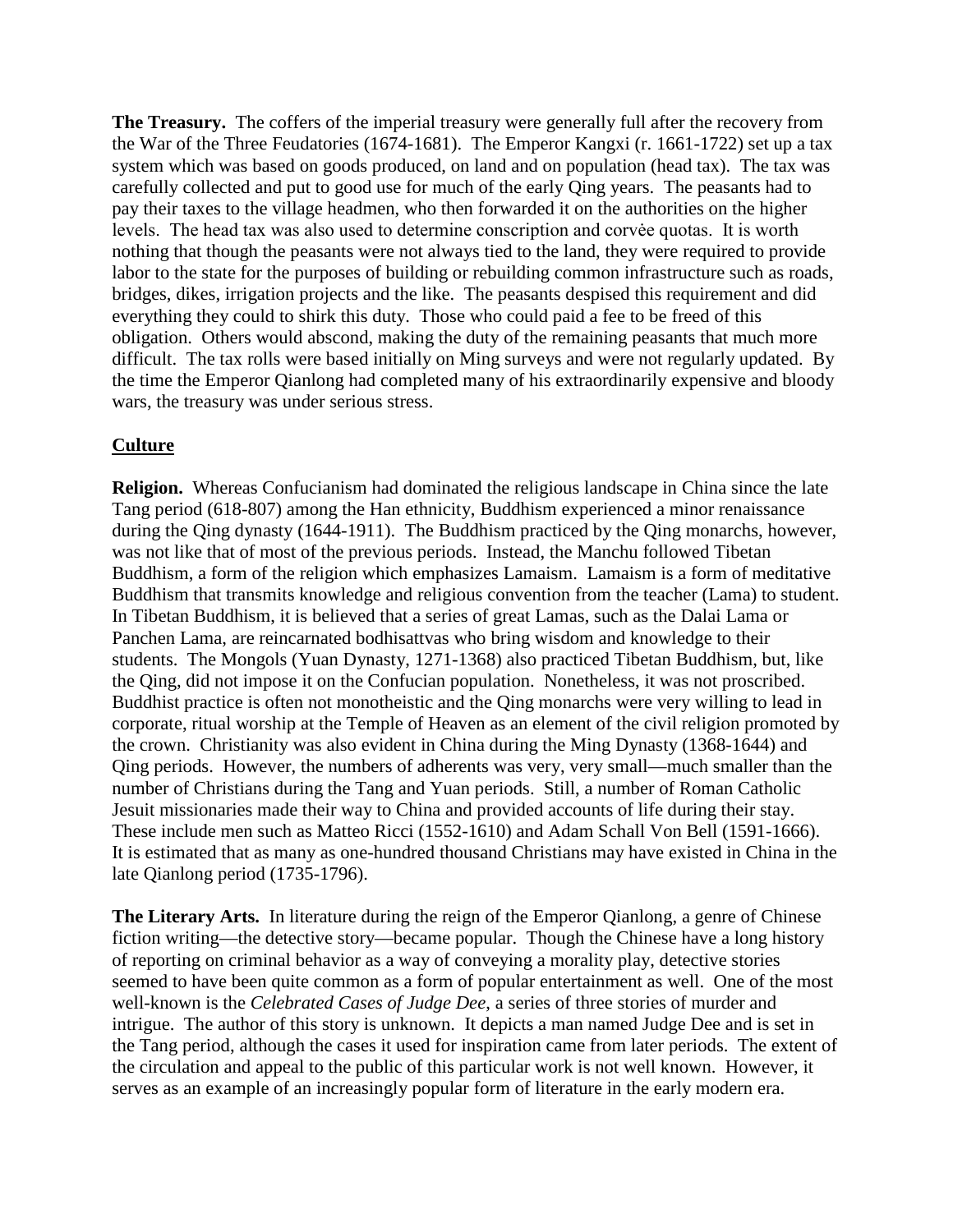**The Treasury.** The coffers of the imperial treasury were generally full after the recovery from the War of the Three Feudatories (1674-1681). The Emperor Kangxi (r. 1661-1722) set up a tax system which was based on goods produced, on land and on population (head tax). The tax was carefully collected and put to good use for much of the early Qing years. The peasants had to pay their taxes to the village headmen, who then forwarded it on the authorities on the higher levels. The head tax was also used to determine conscription and corvėe quotas. It is worth nothing that though the peasants were not always tied to the land, they were required to provide labor to the state for the purposes of building or rebuilding common infrastructure such as roads, bridges, dikes, irrigation projects and the like. The peasants despised this requirement and did everything they could to shirk this duty. Those who could paid a fee to be freed of this obligation. Others would abscond, making the duty of the remaining peasants that much more difficult. The tax rolls were based initially on Ming surveys and were not regularly updated. By the time the Emperor Qianlong had completed many of his extraordinarily expensive and bloody wars, the treasury was under serious stress.

## Culture

**Religion.** Whereas Confucianism had dominated the religious landscape in China since the late Tang period (618-807) among the Han ethnicity, Buddhism experienced a minor renaissance during the Qing dynasty (1644-1911). The Buddhism practiced by the Qing monarchs, however, was not like that of most of the previous periods. Instead, the Manchu followed Tibetan Buddhism, a form of the religion which emphasizes Lamaism. Lamaism is a form of meditative Buddhism that transmits knowledge and religious convention from the teacher (Lama) to student. In Tibetan Buddhism, it is believed that a series of great Lamas, such as the Dalai Lama or Panchen Lama, are reincarnated bodhisattvas who bring wisdom and knowledge to their students. The Mongols (Yuan Dynasty, 1271-1368) also practiced Tibetan Buddhism, but, like the Qing, did not impose it on the Confucian population. Nonetheless, it was not proscribed. Buddhist practice is often not monotheistic and the Qing monarchs were very willing to lead in corporate, ritual worship at the Temple of Heaven as an element of the civil religion promoted by the crown. Christianity was also evident in China during the Ming Dynasty (1368-1644) and Qing periods. However, the numbers of adherents was very, very small—much smaller than the number of Christians during the Tang and Yuan periods. Still, a number of Roman Catholic Jesuit missionaries made their way to China and provided accounts of life during their stay. These include men such as Matteo Ricci (1552-1610) and Adam Schall Von Bell (1591-1666). It is estimated that as many as one-hundred thousand Christians may have existed in China in the late Qianlong period (1735-1796).

**The Literary Arts.** In literature during the reign of the Emperor Qianlong, a genre of Chinese fiction writing—the detective story—became popular. Though the Chinese have a long history of reporting on criminal behavior as a way of conveying a morality play, detective stories seemed to have been quite common as a form of popular entertainment as well. One of the most well-known is the *Celebrated Cases of Judge Dee*, a series of three stories of murder and intrigue. The author of this story is unknown. It depicts a man named Judge Dee and is set in the Tang period, although the cases it used for inspiration came from later periods. The extent of the circulation and appeal to the public of this particular work is not well known. However, it serves as an example of an increasingly popular form of literature in the early modern era.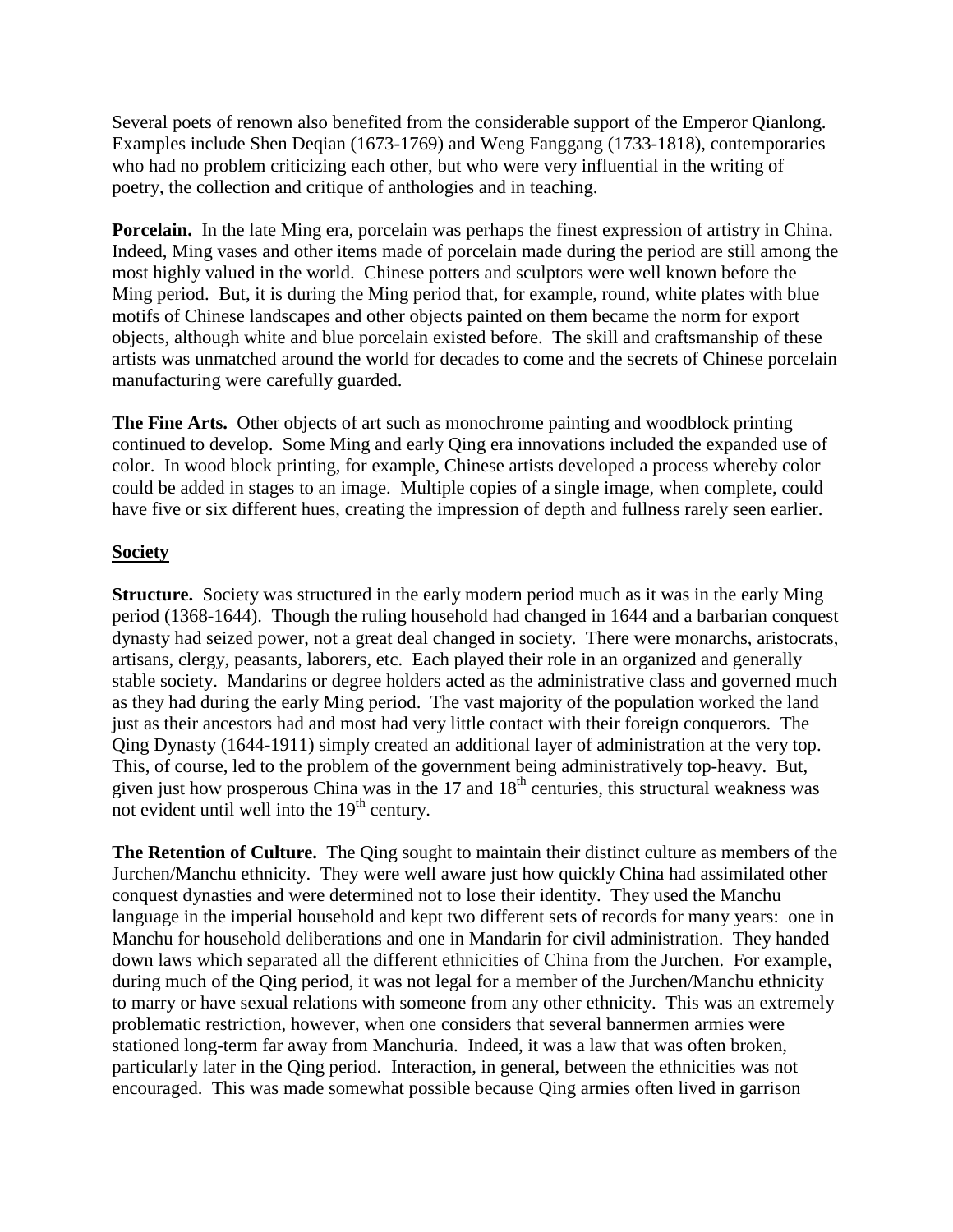Several poets of renown also benefited from the considerable support of the Emperor Qianlong. Examples include Shen Deqian (1673-1769) and Weng Fanggang (1733-1818), contemporaries who had no problem criticizing each other, but who were very influential in the writing of poetry, the collection and critique of anthologies and in teaching.

**Porcelain.** In the late Ming era, porcelain was perhaps the finest expression of artistry in China. Indeed, Ming vases and other items made of porcelain made during the period are still among the most highly valued in the world. Chinese potters and sculptors were well known before the Ming period. But, it is during the Ming period that, for example, round, white plates with blue motifs of Chinese landscapes and other objects painted on them became the norm for export objects, although white and blue porcelain existed before. The skill and craftsmanship of these artists was unmatched around the world for decades to come and the secrets of Chinese porcelain manufacturing were carefully guarded.

**The Fine Arts.** Other objects of art such as monochrome painting and woodblock printing continued to develop. Some Ming and early Qing era innovations included the expanded use of color. In wood block printing, for example, Chinese artists developed a process whereby color could be added in stages to an image. Multiple copies of a single image, when complete, could have five or six different hues, creating the impression of depth and fullness rarely seen earlier.

## Society

**Structure.** Society was structured in the early modern period much as it was in the early Ming period (1368-1644). Though the ruling household had changed in 1644 and a barbarian conquest dynasty had seized power, not a great deal changed in society. There were monarchs, aristocrats, artisans, clergy, peasants, laborers, etc. Each played their role in an organized and generally stable society. Mandarins or degree holders acted as the administrative class and governed much as they had during the early Ming period. The vast majority of the population worked the land just as their ancestors had and most had very little contact with their foreign conquerors. The Qing Dynasty (1644-1911) simply created an additional layer of administration at the very top. This, of course, led to the problem of the government being administratively top-heavy. But, given just how prosperous China was in the 17 and 18th centuries, this structural weakness was not evident until well into the 19th century.

**The Retention of Culture.** The Qing sought to maintain their distinct culture as members of the Jurchen/Manchu ethnicity. They were well aware just how quickly China had assimilated other conquest dynasties and were determined not to lose their identity. They used the Manchu language in the imperial household and kept two different sets of records for many years: one in Manchu for household deliberations and one in Mandarin for civil administration. They handed down laws which separated all the different ethnicities of China from the Jurchen. For example, during much of the Qing period, it was not legal for a member of the Jurchen/Manchu ethnicity to marry or have sexual relations with someone from any other ethnicity. This was an extremely problematic restriction, however, when one considers that several bannermen armies were stationed long-term far away from Manchuria. Indeed, it was a law that was often broken, particularly later in the Qing period. Interaction, in general, between the ethnicities was not encouraged. This was made somewhat possible because Qing armies often lived in garrison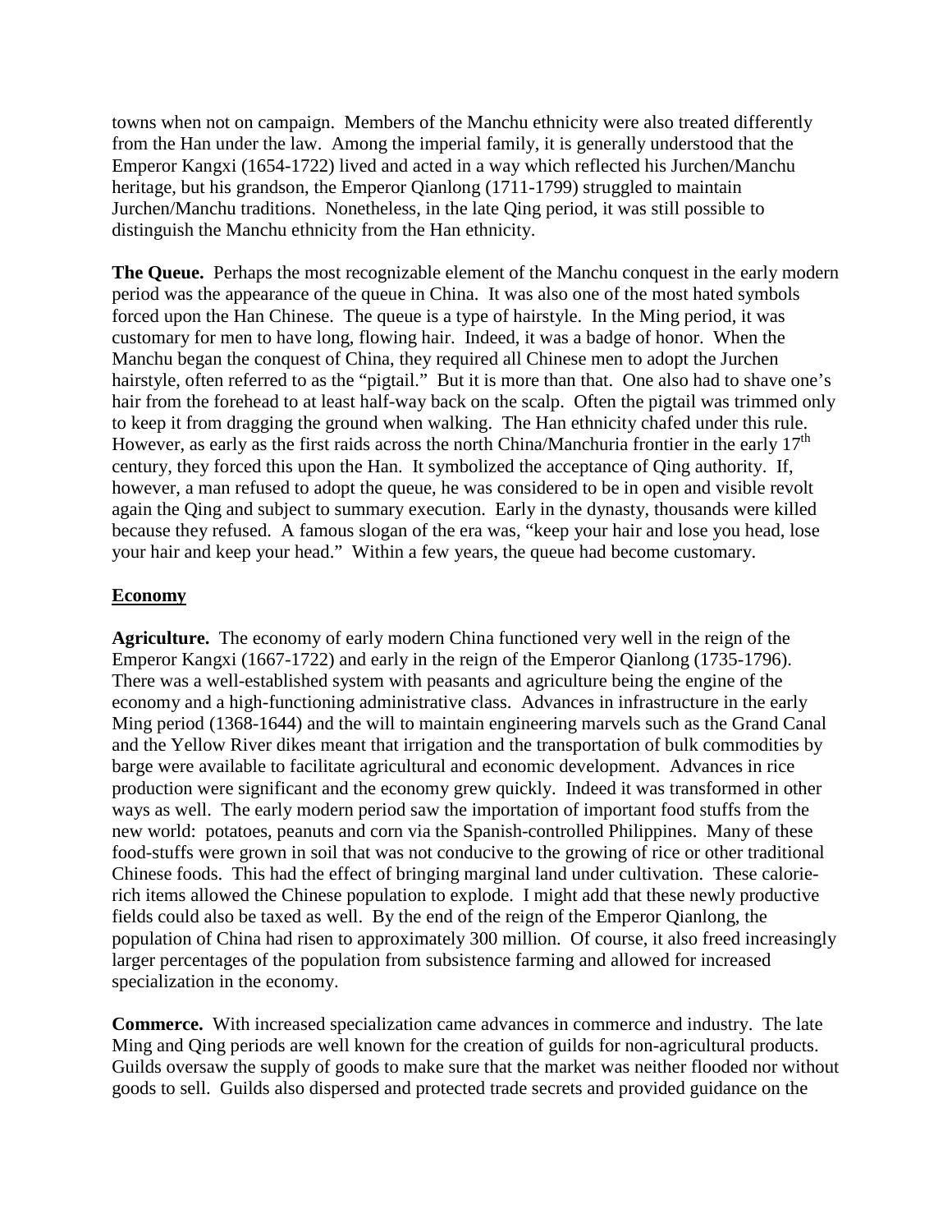towns when not on campaign. Members of the Manchu ethnicity were also treated differently from the Han under the law. Among the imperial family, it is generally understood that the Emperor Kangxi (1654-1722) lived and acted in a way which reflected his Jurchen/Manchu heritage, but his grandson, the Emperor Qianlong (1711-1799) struggled to maintain Jurchen/Manchu traditions. Nonetheless, in the late Qing period, it was still possible to distinguish the Manchu ethnicity from the Han ethnicity.

**The Queue.** Perhaps the most recognizable element of the Manchu conquest in the early modern period was the appearance of the queue in China. It was also one of the most hated symbols forced upon the Han Chinese. The queue is a type of hairstyle. In the Ming period, it was customary for men to have long, flowing hair. Indeed, it was a badge of honor. When the Manchu began the conquest of China, they required all Chinese men to adopt the Jurchen hairstyle, often referred to as the "pigtail." But it is more than that. One also had to shave one's hair from the forehead to at least half-way back on the scalp. Often the pigtail was trimmed only to keep it from dragging the ground when walking. The Han ethnicity chafed under this rule. However, as early as the first raids across the north China/Manchuria frontier in the early 17th century, they forced this upon the Han. It symbolized the acceptance of Qing authority. If, however, a man refused to adopt the queue, he was considered to be in open and visible revolt again the Qing and subject to summary execution. Early in the dynasty, thousands were killed because they refused. A famous slogan of the era was, "keep your hair and lose you head, lose your hair and keep your head." Within a few years, the queue had become customary.

## Economy

**Agriculture.** The economy of early modern China functioned very well in the reign of the Emperor Kangxi (1667-1722) and early in the reign of the Emperor Qianlong (1735-1796). There was a well-established system with peasants and agriculture being the engine of the economy and a high-functioning administrative class. Advances in infrastructure in the early Ming period (1368-1644) and the will to maintain engineering marvels such as the Grand Canal and the Yellow River dikes meant that irrigation and the transportation of bulk commodities by barge were available to facilitate agricultural and economic development. Advances in rice production were significant and the economy grew quickly. Indeed it was transformed in other ways as well. The early modern period saw the importation of important food stuffs from the new world: potatoes, peanuts and corn via the Spanish-controlled Philippines. Many of these food-stuffs were grown in soil that was not conducive to the growing of rice or other traditional Chinese foods. This had the effect of bringing marginal land under cultivation. These calorie-rich items allowed the Chinese population to explode. I might add that these newly productive fields could also be taxed as well. By the end of the reign of the Emperor Qianlong, the population of China had risen to approximately 300 million. Of course, it also freed increasingly larger percentages of the population from subsistence farming and allowed for increased specialization in the economy.

**Commerce.** With increased specialization came advances in commerce and industry. The late Ming and Qing periods are well known for the creation of guilds for non-agricultural products. Guilds oversaw the supply of goods to make sure that the market was neither flooded nor without goods to sell. Guilds also dispersed and protected trade secrets and provided guidance on the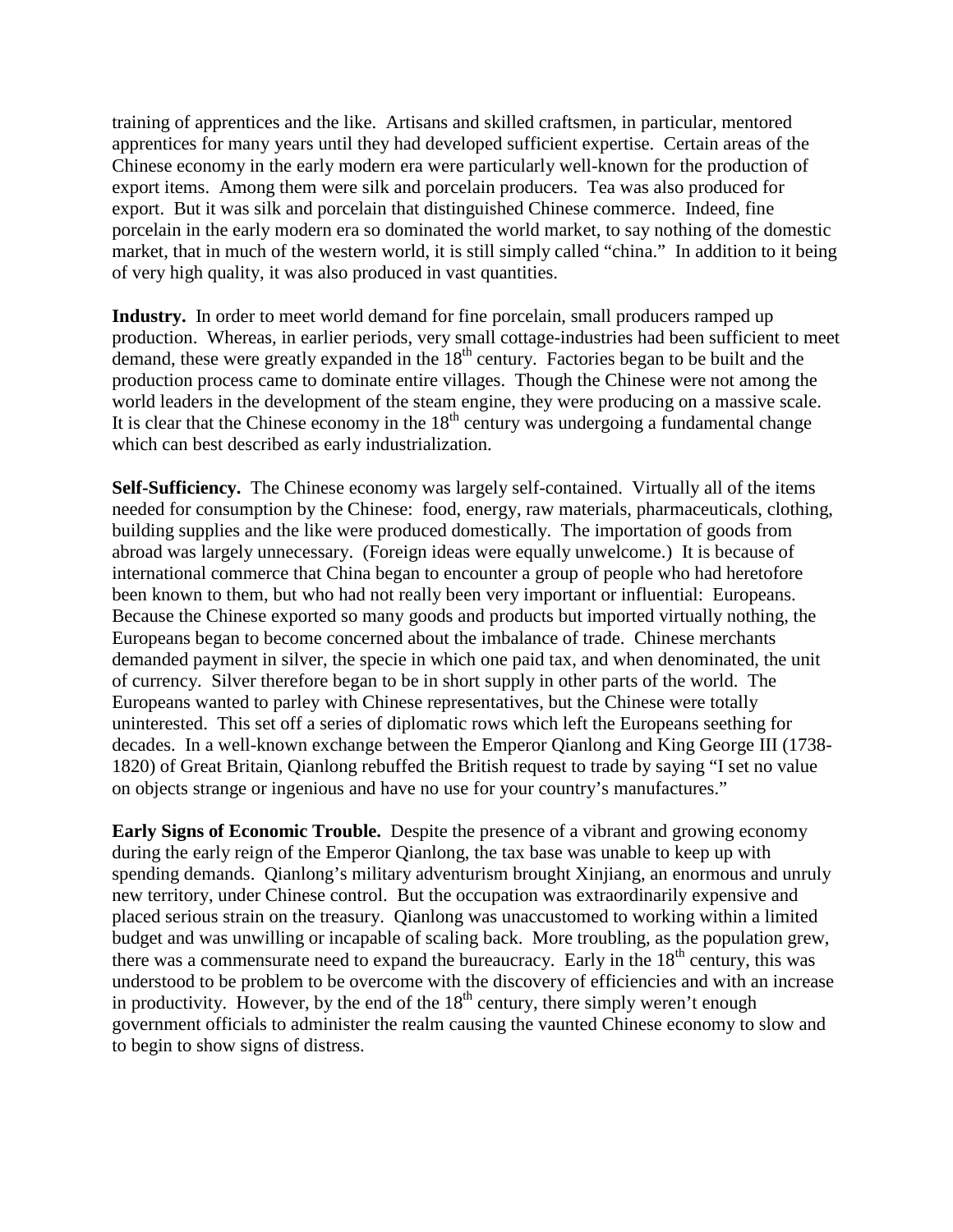training of apprentices and the like. Artisans and skilled craftsmen, in particular, mentored apprentices for many years until they had developed sufficient expertise. Certain areas of the Chinese economy in the early modern era were particularly well-known for the production of export items. Among them were silk and porcelain producers. Tea was also produced for export. But it was silk and porcelain that distinguished Chinese commerce. Indeed, fine porcelain in the early modern era so dominated the world market, to say nothing of the domestic market, that in much of the western world, it is still simply called "china." In addition to it being of very high quality, it was also produced in vast quantities.

**Industry.** In order to meet world demand for fine porcelain, small producers ramped up production. Whereas, in earlier periods, very small cottage-industries had been sufficient to meet demand, these were greatly expanded in the 18th century. Factories began to be built and the production process came to dominate entire villages. Though the Chinese were not among the world leaders in the development of the steam engine, they were producing on a massive scale. It is clear that the Chinese economy in the 18th century was undergoing a fundamental change which can best described as early industrialization.

**Self-Sufficiency.** The Chinese economy was largely self-contained. Virtually all of the items needed for consumption by the Chinese: food, energy, raw materials, pharmaceuticals, clothing, building supplies and the like were produced domestically. The importation of goods from abroad was largely unnecessary. (Foreign ideas were equally unwelcome.) It is because of international commerce that China began to encounter a group of people who had heretofore been known to them, but who had not really been very important or influential: Europeans. Because the Chinese exported so many goods and products but imported virtually nothing, the Europeans began to become concerned about the imbalance of trade. Chinese merchants demanded payment in silver, the specie in which one paid tax, and when denominated, the unit of currency. Silver therefore began to be in short supply in other parts of the world. The Europeans wanted to parley with Chinese representatives, but the Chinese were totally uninterested. This set off a series of diplomatic rows which left the Europeans seething for decades. In a well-known exchange between the Emperor Qianlong and King George III (1738-1820) of Great Britain, Qianlong rebuffed the British request to trade by saying "I set no value on objects strange or ingenious and have no use for your country's manufactures."

**Early Signs of Economic Trouble.** Despite the presence of a vibrant and growing economy during the early reign of the Emperor Qianlong, the tax base was unable to keep up with spending demands. Qianlong's military adventurism brought Xinjiang, an enormous and unruly new territory, under Chinese control. But the occupation was extraordinarily expensive and placed serious strain on the treasury. Qianlong was unaccustomed to working within a limited budget and was unwilling or incapable of scaling back. More troubling, as the population grew, there was a commensurate need to expand the bureaucracy. Early in the 18th century, this was understood to be problem to be overcome with the discovery of efficiencies and with an increase in productivity. However, by the end of the 18th century, there simply weren't enough government officials to administer the realm causing the vaunted Chinese economy to slow and to begin to show signs of distress.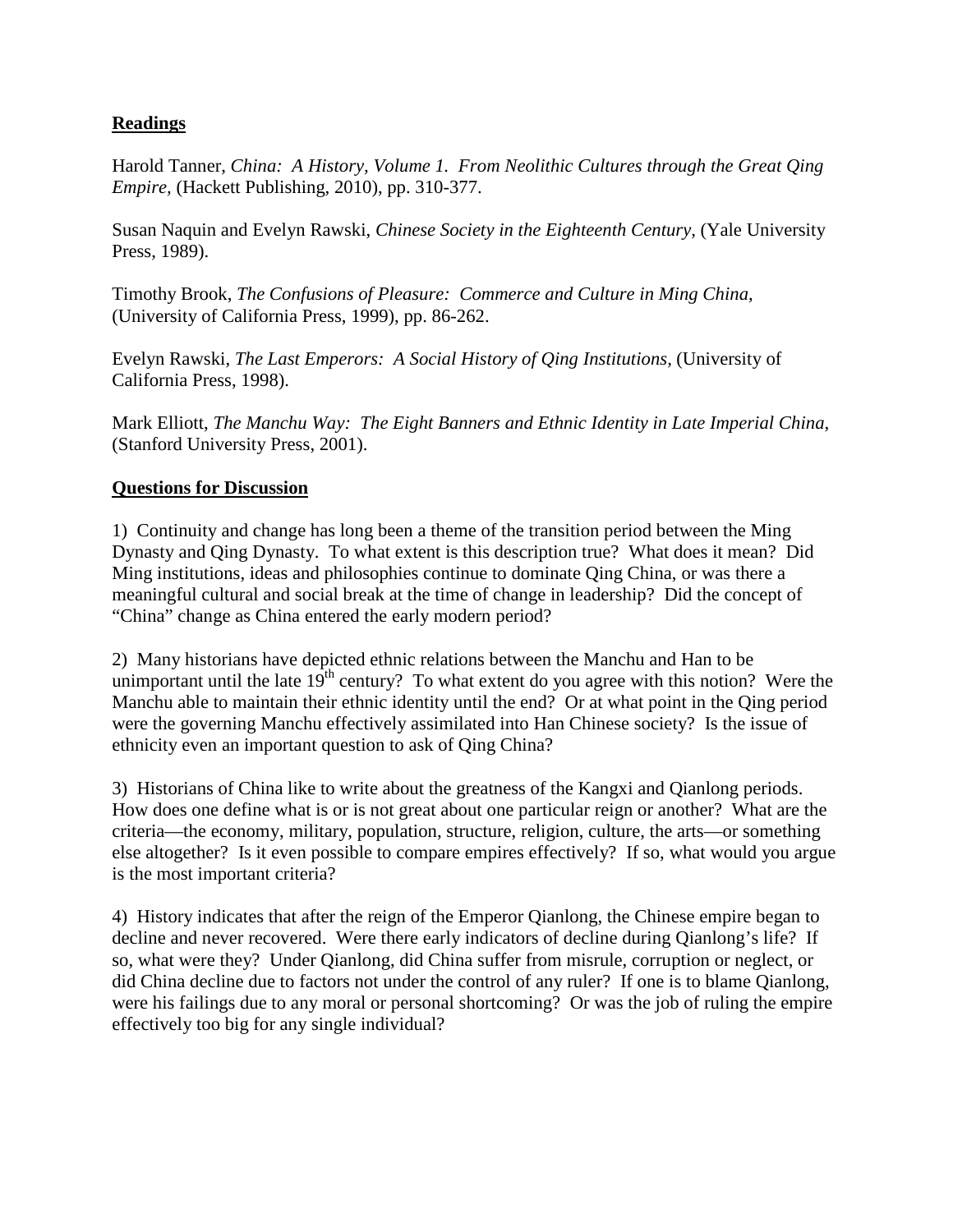**Readings**

Harold Tanner, *China: A History, Volume 1. From Neolithic Cultures through the Great Qing Empire,* (Hackett Publishing, 2010), pp. 310-377.

Susan Naquin and Evelyn Rawski, *Chinese Society in the Eighteenth Century,* (Yale University Press, 1989).

Timothy Brook, *The Confusions of Pleasure: Commerce and Culture in Ming China*, (University of California Press, 1999), pp. 86-262.

Evelyn Rawski, *The Last Emperors: A Social History of Qing Institutions*, (University of California Press, 1998).

Mark Elliott, *The Manchu Way: The Eight Banners and Ethnic Identity in Late Imperial China*, (Stanford University Press, 2001).

**Questions for Discussion**

1) Continuity and change has long been a theme of the transition period between the Ming Dynasty and Qing Dynasty. To what extent is this description true? What does it mean? Did Ming institutions, ideas and philosophies continue to dominate Qing China, or was there a meaningful cultural and social break at the time of change in leadership? Did the concept of "China" change as China entered the early modern period?

2) Many historians have depicted ethnic relations between the Manchu and Han to be unimportant until the late 19th century? To what extent do you agree with this notion? Were the Manchu able to maintain their ethnic identity until the end? Or at what point in the Qing period were the governing Manchu effectively assimilated into Han Chinese society? Is the issue of ethnicity even an important question to ask of Qing China?

3) Historians of China like to write about the greatness of the Kangxi and Qianlong periods. How does one define what is or is not great about one particular reign or another? What are the criteria—the economy, military, population, structure, religion, culture, the arts—or something else altogether? Is it even possible to compare empires effectively? If so, what would you argue is the most important criteria?

4) History indicates that after the reign of the Emperor Qianlong, the Chinese empire began to decline and never recovered. Were there early indicators of decline during Qianlong's life? If so, what were they? Under Qianlong, did China suffer from misrule, corruption or neglect, or did China decline due to factors not under the control of any ruler? If one is to blame Qianlong, were his failings due to any moral or personal shortcoming? Or was the job of ruling the empire effectively too big for any single individual?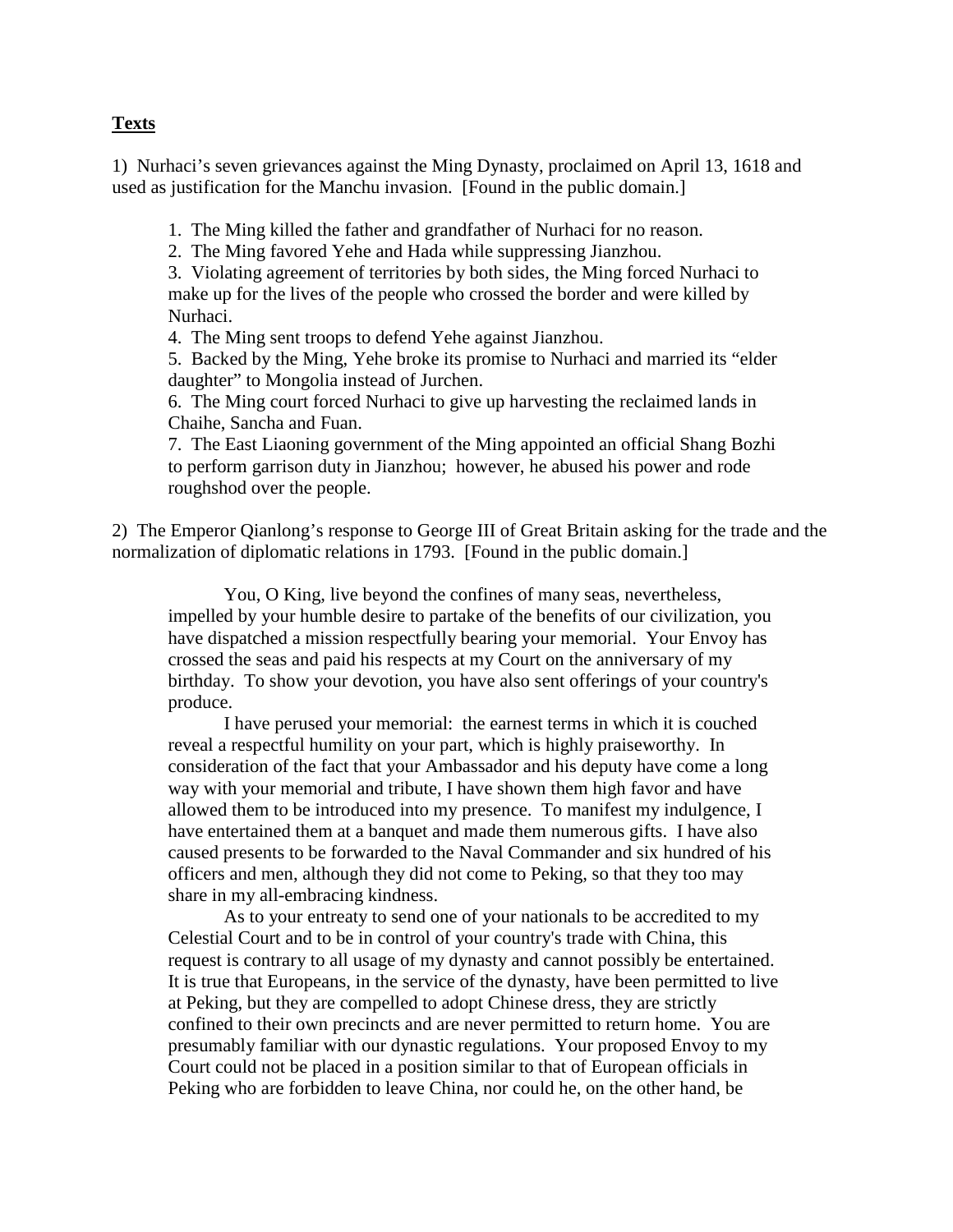## **Texts**

1) Nurhaci's seven grievances against the Ming Dynasty, proclaimed on April 13, 1618 and used as justification for the Manchu invasion. [Found in the public domain.]

> 1. The Ming killed the father and grandfather of Nurhaci for no reason.
> 2. The Ming favored Yehe and Hada while suppressing Jianzhou.
> 3. Violating agreement of territories by both sides, the Ming forced Nurhaci to make up for the lives of the people who crossed the border and were killed by Nurhaci.
> 4. The Ming sent troops to defend Yehe against Jianzhou.
> 5. Backed by the Ming, Yehe broke its promise to Nurhaci and married its "elder daughter" to Mongolia instead of Jurchen.
> 6. The Ming court forced Nurhaci to give up harvesting the reclaimed lands in Chaihe, Sancha and Fuan.
> 7. The East Liaoning government of the Ming appointed an official Shang Bozhi to perform garrison duty in Jianzhou; however, he abused his power and rode roughshod over the people.

2) The Emperor Qianlong's response to George III of Great Britain asking for the trade and the normalization of diplomatic relations in 1793. [Found in the public domain.]

> You, O King, live beyond the confines of many seas, nevertheless, impelled by your humble desire to partake of the benefits of our civilization, you have dispatched a mission respectfully bearing your memorial. Your Envoy has crossed the seas and paid his respects at my Court on the anniversary of my birthday. To show your devotion, you have also sent offerings of your country's produce.
>
> I have perused your memorial: the earnest terms in which it is couched reveal a respectful humility on your part, which is highly praiseworthy. In consideration of the fact that your Ambassador and his deputy have come a long way with your memorial and tribute, I have shown them high favor and have allowed them to be introduced into my presence. To manifest my indulgence, I have entertained them at a banquet and made them numerous gifts. I have also caused presents to be forwarded to the Naval Commander and six hundred of his officers and men, although they did not come to Peking, so that they too may share in my all-embracing kindness.
>
> As to your entreaty to send one of your nationals to be accredited to my Celestial Court and to be in control of your country's trade with China, this request is contrary to all usage of my dynasty and cannot possibly be entertained. It is true that Europeans, in the service of the dynasty, have been permitted to live at Peking, but they are compelled to adopt Chinese dress, they are strictly confined to their own precincts and are never permitted to return home. You are presumably familiar with our dynastic regulations. Your proposed Envoy to my Court could not be placed in a position similar to that of European officials in Peking who are forbidden to leave China, nor could he, on the other hand, be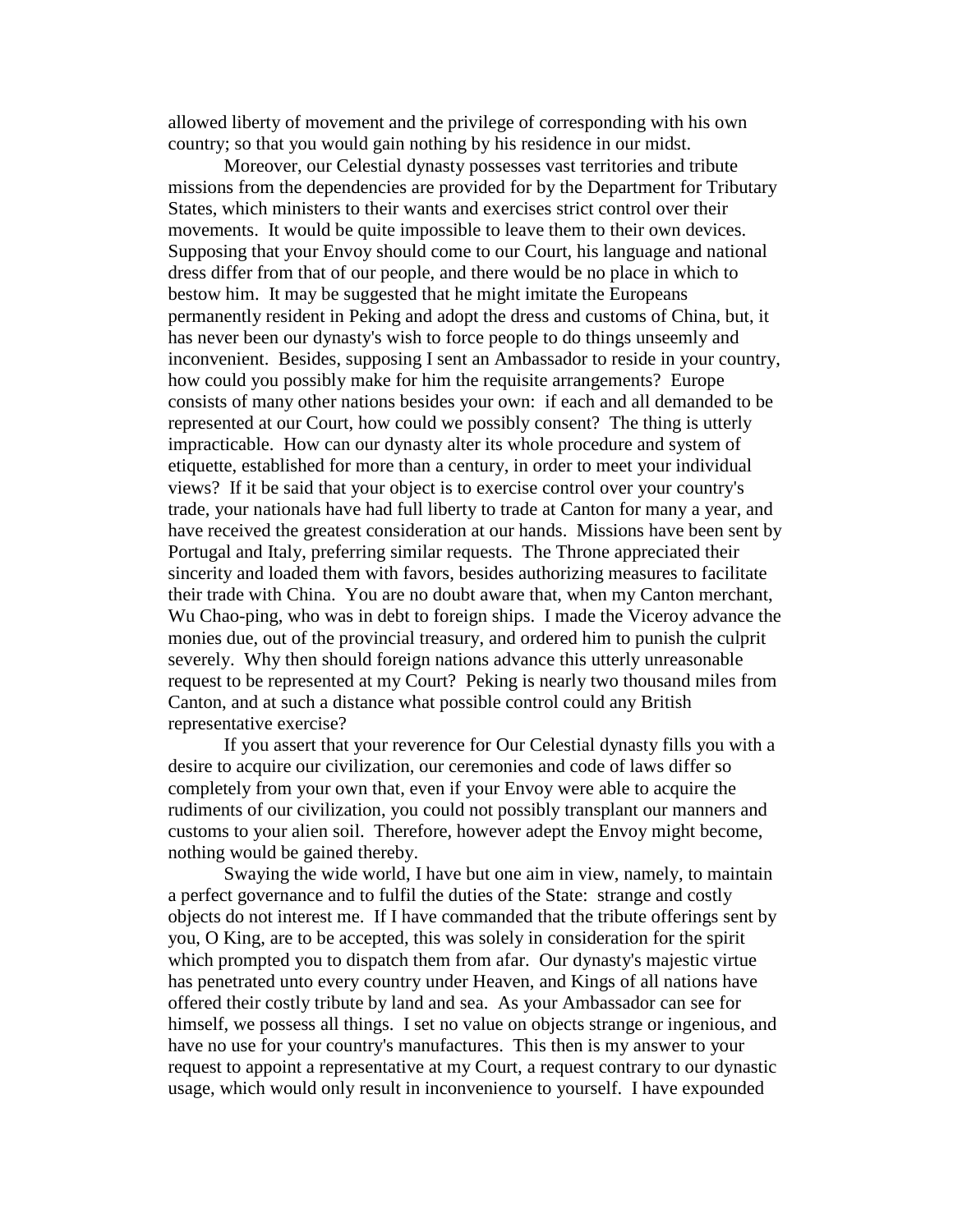allowed liberty of movement and the privilege of corresponding with his own country; so that you would gain nothing by his residence in our midst.

Moreover, our Celestial dynasty possesses vast territories and tribute missions from the dependencies are provided for by the Department for Tributary States, which ministers to their wants and exercises strict control over their movements. It would be quite impossible to leave them to their own devices. Supposing that your Envoy should come to our Court, his language and national dress differ from that of our people, and there would be no place in which to bestow him. It may be suggested that he might imitate the Europeans permanently resident in Peking and adopt the dress and customs of China, but, it has never been our dynasty's wish to force people to do things unseemly and inconvenient. Besides, supposing I sent an Ambassador to reside in your country, how could you possibly make for him the requisite arrangements? Europe consists of many other nations besides your own: if each and all demanded to be represented at our Court, how could we possibly consent? The thing is utterly impracticable. How can our dynasty alter its whole procedure and system of etiquette, established for more than a century, in order to meet your individual views? If it be said that your object is to exercise control over your country's trade, your nationals have had full liberty to trade at Canton for many a year, and have received the greatest consideration at our hands. Missions have been sent by Portugal and Italy, preferring similar requests. The Throne appreciated their sincerity and loaded them with favors, besides authorizing measures to facilitate their trade with China. You are no doubt aware that, when my Canton merchant, Wu Chao-ping, who was in debt to foreign ships. I made the Viceroy advance the monies due, out of the provincial treasury, and ordered him to punish the culprit severely. Why then should foreign nations advance this utterly unreasonable request to be represented at my Court? Peking is nearly two thousand miles from Canton, and at such a distance what possible control could any British representative exercise?

If you assert that your reverence for Our Celestial dynasty fills you with a desire to acquire our civilization, our ceremonies and code of laws differ so completely from your own that, even if your Envoy were able to acquire the rudiments of our civilization, you could not possibly transplant our manners and customs to your alien soil. Therefore, however adept the Envoy might become, nothing would be gained thereby.

Swaying the wide world, I have but one aim in view, namely, to maintain a perfect governance and to fulfil the duties of the State: strange and costly objects do not interest me. If I have commanded that the tribute offerings sent by you, O King, are to be accepted, this was solely in consideration for the spirit which prompted you to dispatch them from afar. Our dynasty's majestic virtue has penetrated unto every country under Heaven, and Kings of all nations have offered their costly tribute by land and sea. As your Ambassador can see for himself, we possess all things. I set no value on objects strange or ingenious, and have no use for your country's manufactures. This then is my answer to your request to appoint a representative at my Court, a request contrary to our dynastic usage, which would only result in inconvenience to yourself. I have expounded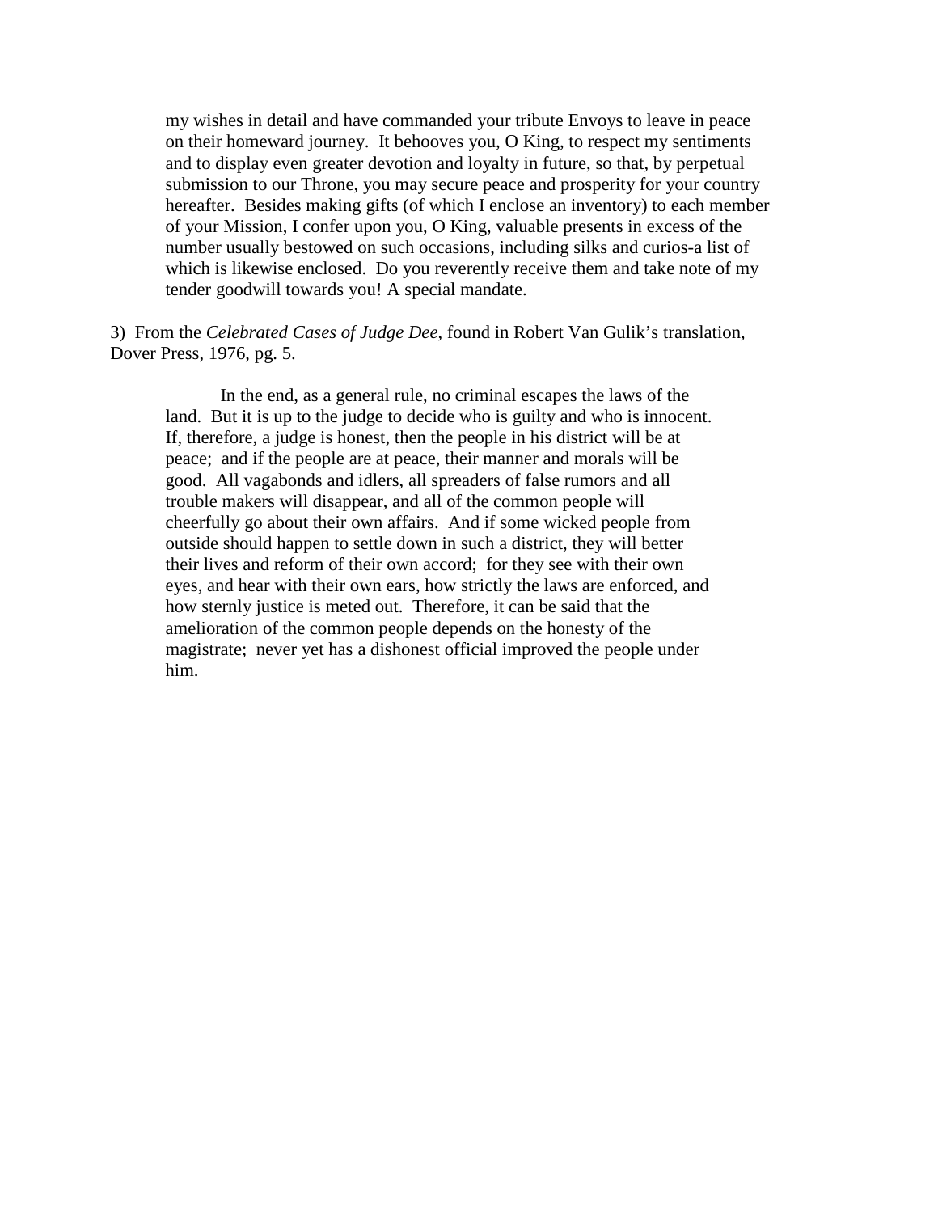> my wishes in detail and have commanded your tribute Envoys to leave in peace on their homeward journey. It behooves you, O King, to respect my sentiments and to display even greater devotion and loyalty in future, so that, by perpetual submission to our Throne, you may secure peace and prosperity for your country hereafter. Besides making gifts (of which I enclose an inventory) to each member of your Mission, I confer upon you, O King, valuable presents in excess of the number usually bestowed on such occasions, including silks and curios-a list of which is likewise enclosed. Do you reverently receive them and take note of my tender goodwill towards you! A special mandate.

3) From the *Celebrated Cases of Judge Dee*, found in Robert Van Gulik's translation, Dover Press, 1976, pg. 5.

> In the end, as a general rule, no criminal escapes the laws of the land. But it is up to the judge to decide who is guilty and who is innocent. If, therefore, a judge is honest, then the people in his district will be at peace; and if the people are at peace, their manner and morals will be good. All vagabonds and idlers, all spreaders of false rumors and all trouble makers will disappear, and all of the common people will cheerfully go about their own affairs. And if some wicked people from outside should happen to settle down in such a district, they will better their lives and reform of their own accord; for they see with their own eyes, and hear with their own ears, how strictly the laws are enforced, and how sternly justice is meted out. Therefore, it can be said that the amelioration of the common people depends on the honesty of the magistrate; never yet has a dishonest official improved the people under him.